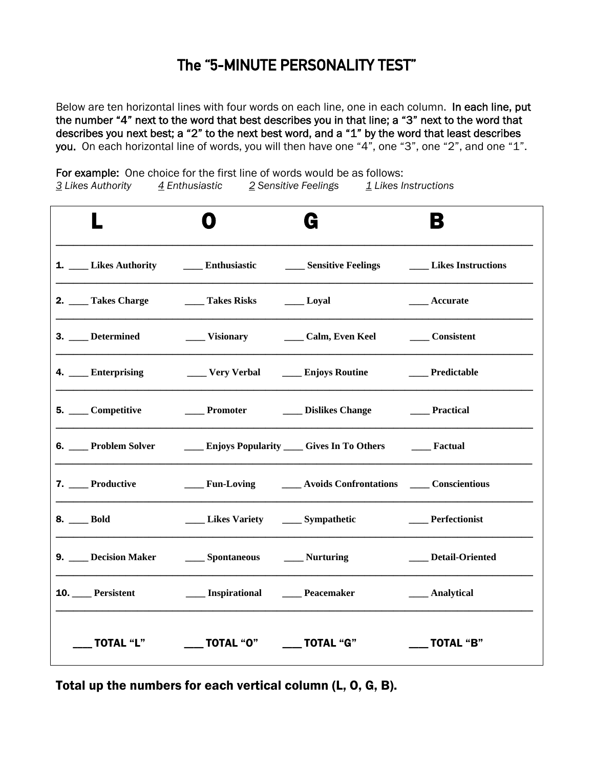# The "5-MINUTE PERSONALITY TEST"

Below are ten horizontal lines with four words on each line, one in each column. **In each line, put the number "4" next to the word that best describes you in that line; a "3" next to the word that describes you next best; a "2" to the next best word, and a "1" by the word that least describes you.** On each horizontal line of words, you will then have one "4", one "3", one "2", and one "1".

**For example:** One choice for the first line of words would be as follows:
*3 Likes Authority* *4 Enthusiastic* *2 Sensitive Feelings* *1 Likes Instructions*

| | L | O | G | B |
|---|---|---|---|---|
| 1. | ____ Likes Authority | ____ Enthusiastic | ____ Sensitive Feelings | ____ Likes Instructions |
| 2. | ____ Takes Charge | ____ Takes Risks | ____ Loyal | ____ Accurate |
| 3. | ____ Determined | ____ Visionary | ____ Calm, Even Keel | ____ Consistent |
| 4. | ____ Enterprising | ____ Very Verbal | ____ Enjoys Routine | ____ Predictable |
| 5. | ____ Competitive | ____ Promoter | ____ Dislikes Change | ____ Practical |
| 6. | ____ Problem Solver | ____ Enjoys Popularity | ____ Gives In To Others | ____ Factual |
| 7. | ____ Productive | ____ Fun-Loving | ____ Avoids Confrontations | ____ Conscientious |
| 8. | ____ Bold | ____ Likes Variety | ____ Sympathetic | ____ Perfectionist |
| 9. | ____ Decision Maker | ____ Spontaneous | ____ Nurturing | ____ Detail-Oriented |
| 10. | ____ Persistent | ____ Inspirational | ____ Peacemaker | ____ Analytical |
| | ___ TOTAL "L" | ___ TOTAL "O" | ___ TOTAL "G" | ___ TOTAL "B" |

**Total up the numbers for each vertical column (L, O, G, B).**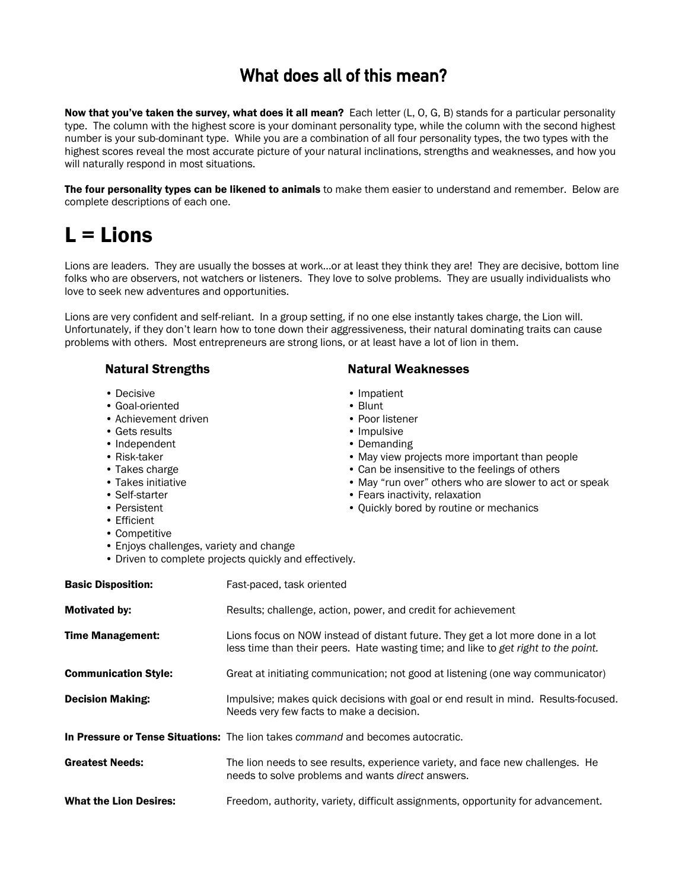## What does all of this mean?

**Now that you've taken the survey, what does it all mean?** Each letter (L, O, G, B) stands for a particular personality type. The column with the highest score is your dominant personality type, while the column with the second highest number is your sub-dominant type. While you are a combination of all four personality types, the two types with the highest scores reveal the most accurate picture of your natural inclinations, strengths and weaknesses, and how you will naturally respond in most situations.

**The four personality types can be likened to animals** to make them easier to understand and remember. Below are complete descriptions of each one.

# L = Lions

Lions are leaders. They are usually the bosses at work…or at least they think they are! They are decisive, bottom line folks who are observers, not watchers or listeners. They love to solve problems. They are usually individualists who love to seek new adventures and opportunities.

Lions are very confident and self-reliant. In a group setting, if no one else instantly takes charge, the Lion will. Unfortunately, if they don't learn how to tone down their aggressiveness, their natural dominating traits can cause problems with others. Most entrepreneurs are strong lions, or at least have a lot of lion in them.

### Natural Strengths

- Decisive
- Goal-oriented
- Achievement driven
- Gets results
- Independent
- Risk-taker
- Takes charge
- Takes initiative
- Self-starter
- Persistent
- Efficient
- Competitive
- Enjoys challenges, variety and change
- Driven to complete projects quickly and effectively.

### Natural Weaknesses

- Impatient
- Blunt
- Poor listener
- Impulsive
- Demanding
- May view projects more important than people
- Can be insensitive to the feelings of others
- May "run over" others who are slower to act or speak
- Fears inactivity, relaxation
- Quickly bored by routine or mechanics

**Basic Disposition:** Fast-paced, task oriented

**Motivated by:** Results; challenge, action, power, and credit for achievement

**Time Management:** Lions focus on NOW instead of distant future. They get a lot more done in a lot less time than their peers. Hate wasting time; and like to *get right to the point.*

**Communication Style:** Great at initiating communication; not good at listening (one way communicator)

**Decision Making:** Impulsive; makes quick decisions with goal or end result in mind. Results-focused. Needs very few facts to make a decision.

**In Pressure or Tense Situations:** The lion takes *command* and becomes autocratic.

**Greatest Needs:** The lion needs to see results, experience variety, and face new challenges. He needs to solve problems and wants *direct* answers.

**What the Lion Desires:** Freedom, authority, variety, difficult assignments, opportunity for advancement.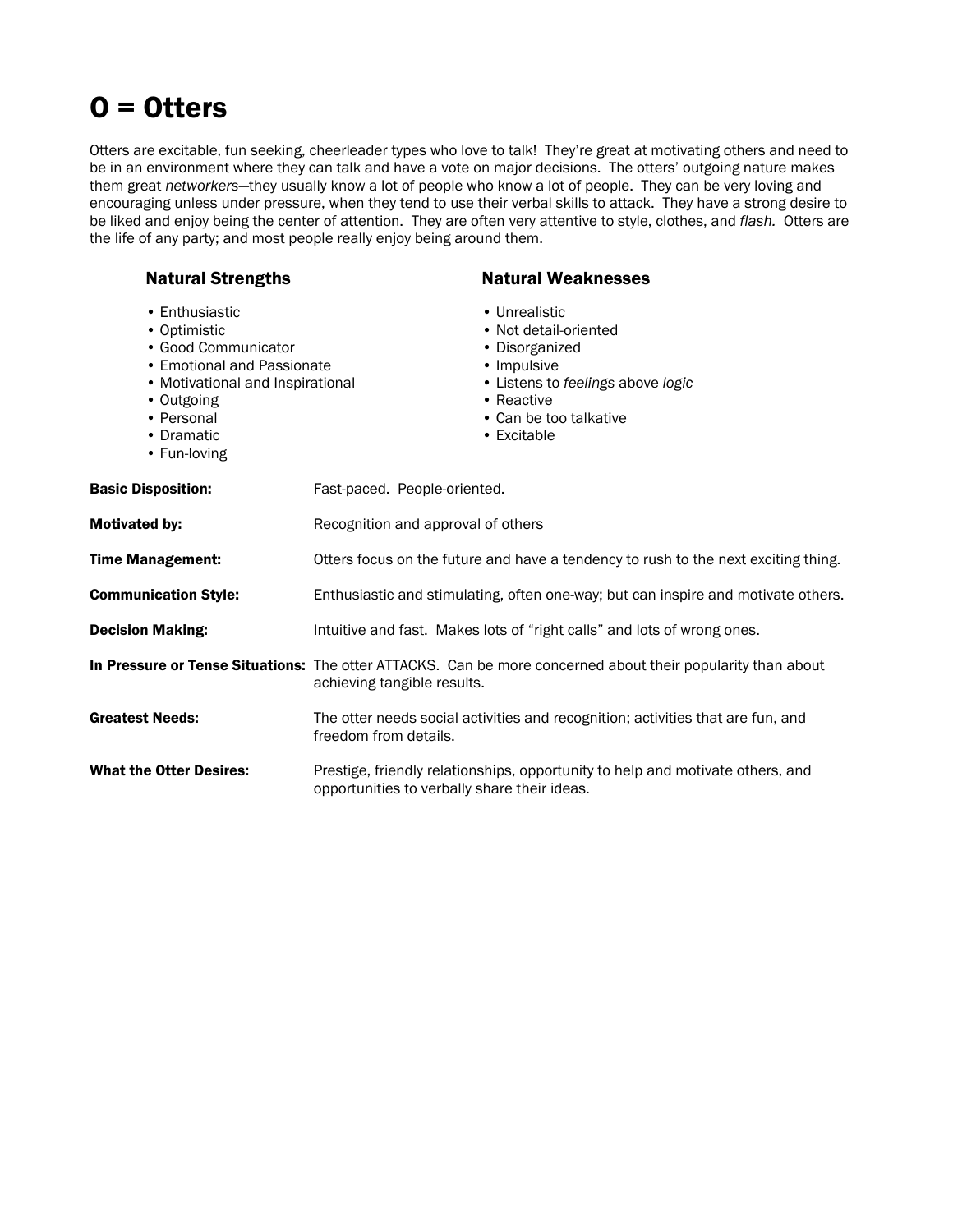# O = Otters

Otters are excitable, fun seeking, cheerleader types who love to talk! They're great at motivating others and need to be in an environment where they can talk and have a vote on major decisions. The otters' outgoing nature makes them great *networkers*—they usually know a lot of people who know a lot of people. They can be very loving and encouraging unless under pressure, when they tend to use their verbal skills to attack. They have a strong desire to be liked and enjoy being the center of attention. They are often very attentive to style, clothes, and *flash*. Otters are the life of any party; and most people really enjoy being around them.

### Natural Strengths

- Enthusiastic
- Optimistic
- Good Communicator
- Emotional and Passionate
- Motivational and Inspirational
- Outgoing
- Personal
- Dramatic
- Fun-loving

### Natural Weaknesses

- Unrealistic
- Not detail-oriented
- Disorganized
- Impulsive
- Listens to *feelings* above *logic*
- Reactive
- Can be too talkative
- Excitable

**Basic Disposition:** Fast-paced. People-oriented.

**Motivated by:** Recognition and approval of others

**Time Management:** Otters focus on the future and have a tendency to rush to the next exciting thing.

**Communication Style:** Enthusiastic and stimulating, often one-way; but can inspire and motivate others.

**Decision Making:** Intuitive and fast. Makes lots of "right calls" and lots of wrong ones.

**In Pressure or Tense Situations:** The otter ATTACKS. Can be more concerned about their popularity than about achieving tangible results.

**Greatest Needs:** The otter needs social activities and recognition; activities that are fun, and freedom from details.

**What the Otter Desires:** Prestige, friendly relationships, opportunity to help and motivate others, and opportunities to verbally share their ideas.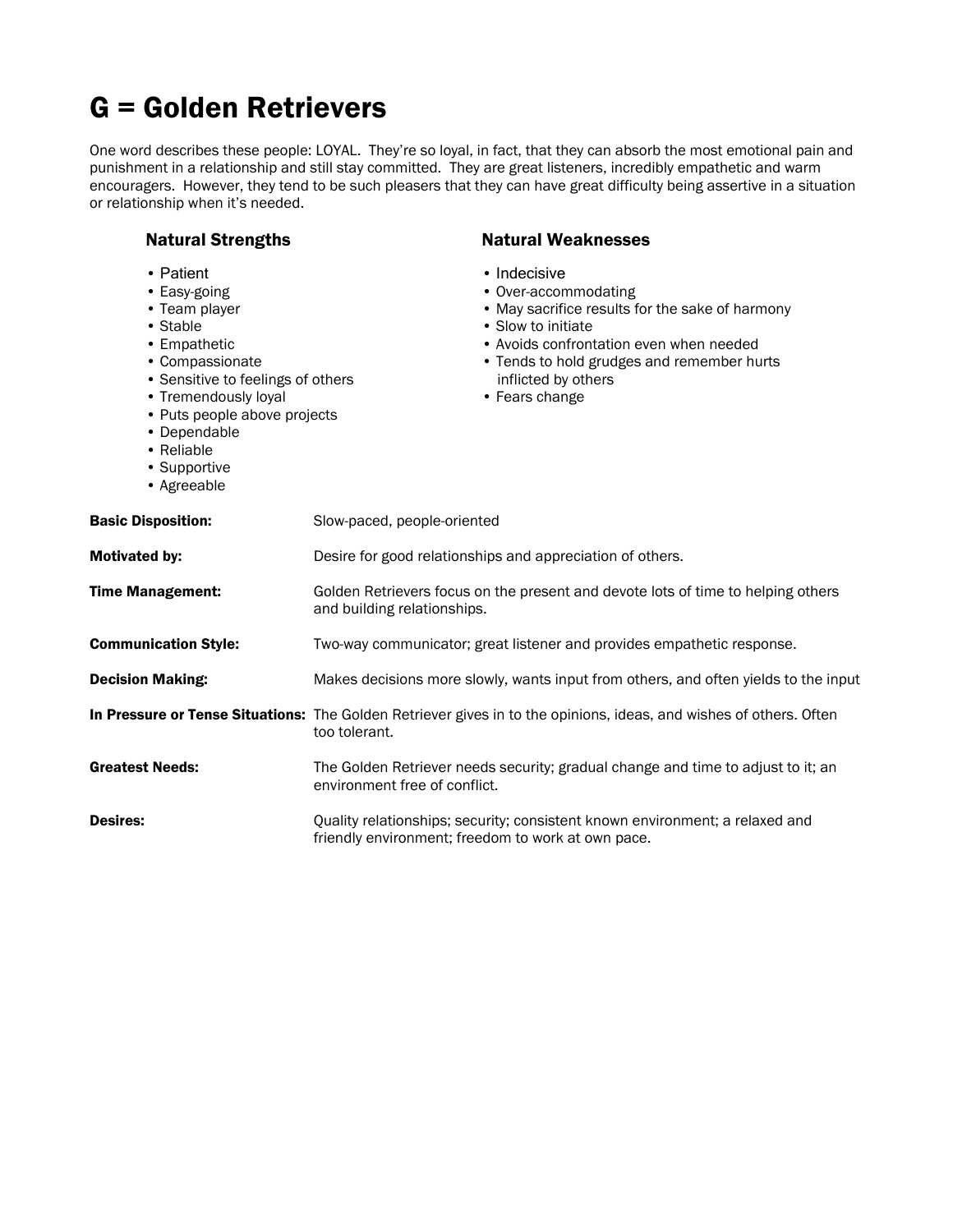# G = Golden Retrievers

One word describes these people: LOYAL. They're so loyal, in fact, that they can absorb the most emotional pain and punishment in a relationship and still stay committed. They are great listeners, incredibly empathetic and warm encouragers. However, they tend to be such pleasers that they can have great difficulty being assertive in a situation or relationship when it's needed.

### Natural Strengths

- Patient
- Easy-going
- Team player
- Stable
- Empathetic
- Compassionate
- Sensitive to feelings of others
- Tremendously loyal
- Puts people above projects
- Dependable
- Reliable
- Supportive
- Agreeable

### Natural Weaknesses

- Indecisive
- Over-accommodating
- May sacrifice results for the sake of harmony
- Slow to initiate
- Avoids confrontation even when needed
- Tends to hold grudges and remember hurts inflicted by others
- Fears change

**Basic Disposition:** Slow-paced, people-oriented

**Motivated by:** Desire for good relationships and appreciation of others.

**Time Management:** Golden Retrievers focus on the present and devote lots of time to helping others and building relationships.

**Communication Style:** Two-way communicator; great listener and provides empathetic response.

**Decision Making:** Makes decisions more slowly, wants input from others, and often yields to the input

**In Pressure or Tense Situations:** The Golden Retriever gives in to the opinions, ideas, and wishes of others. Often too tolerant.

**Greatest Needs:** The Golden Retriever needs security; gradual change and time to adjust to it; an environment free of conflict.

**Desires:** Quality relationships; security; consistent known environment; a relaxed and friendly environment; freedom to work at own pace.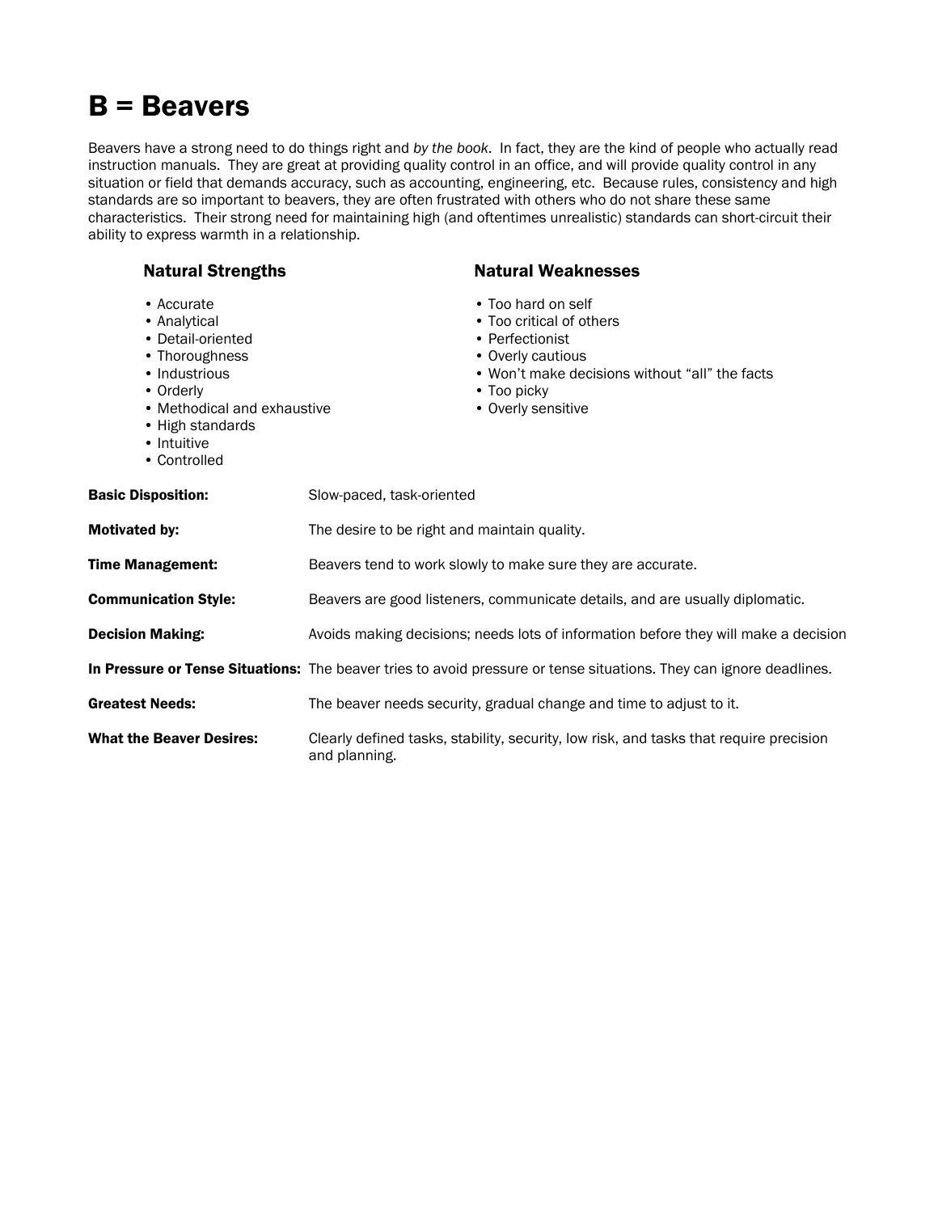# B = Beavers

Beavers have a strong need to do things right and *by the book*. In fact, they are the kind of people who actually read instruction manuals. They are great at providing quality control in an office, and will provide quality control in any situation or field that demands accuracy, such as accounting, engineering, etc. Because rules, consistency and high standards are so important to beavers, they are often frustrated with others who do not share these same characteristics. Their strong need for maintaining high (and oftentimes unrealistic) standards can short-circuit their ability to express warmth in a relationship.

### Natural Strengths

- Accurate
- Analytical
- Detail-oriented
- Thoroughness
- Industrious
- Orderly
- Methodical and exhaustive
- High standards
- Intuitive
- Controlled

### Natural Weaknesses

- Too hard on self
- Too critical of others
- Perfectionist
- Overly cautious
- Won't make decisions without "all" the facts
- Too picky
- Overly sensitive

**Basic Disposition:** Slow-paced, task-oriented

**Motivated by:** The desire to be right and maintain quality.

**Time Management:** Beavers tend to work slowly to make sure they are accurate.

**Communication Style:** Beavers are good listeners, communicate details, and are usually diplomatic.

**Decision Making:** Avoids making decisions; needs lots of information before they will make a decision

**In Pressure or Tense Situations:** The beaver tries to avoid pressure or tense situations. They can ignore deadlines.

**Greatest Needs:** The beaver needs security, gradual change and time to adjust to it.

**What the Beaver Desires:** Clearly defined tasks, stability, security, low risk, and tasks that require precision and planning.